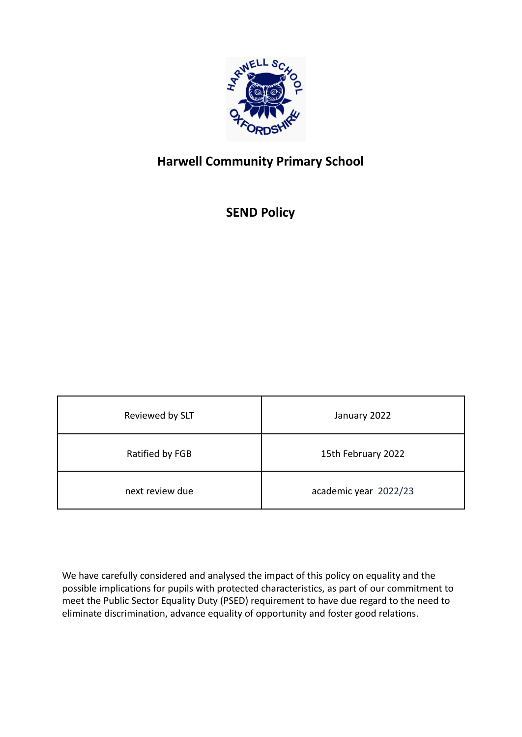# Harwell Community Primary School

## SEND Policy

| Reviewed by SLT | January 2022 |
| --- | --- |
| Ratified by FGB | 15th February 2022 |
| next review due | academic year 2022/23 |

We have carefully considered and analysed the impact of this policy on equality and the possible implications for pupils with protected characteristics, as part of our commitment to meet the Public Sector Equality Duty (PSED) requirement to have due regard to the need to eliminate discrimination, advance equality of opportunity and foster good relations.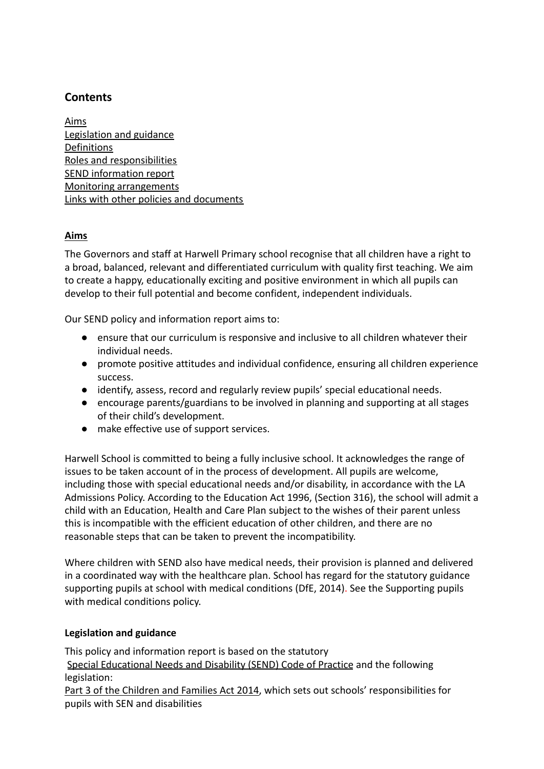## Contents

[Aims](#)
[Legislation and guidance](#)
[Definitions](#)
[Roles and responsibilities](#)
[SEND information report](#)
[Monitoring arrangements](#)
[Links with other policies and documents](#)

### Aims

The Governors and staff at Harwell Primary school recognise that all children have a right to a broad, balanced, relevant and differentiated curriculum with quality first teaching. We aim to create a happy, educationally exciting and positive environment in which all pupils can develop to their full potential and become confident, independent individuals.

Our SEND policy and information report aims to:

- ensure that our curriculum is responsive and inclusive to all children whatever their individual needs.
- promote positive attitudes and individual confidence, ensuring all children experience success.
- identify, assess, record and regularly review pupils' special educational needs.
- encourage parents/guardians to be involved in planning and supporting at all stages of their child's development.
- make effective use of support services.

Harwell School is committed to being a fully inclusive school. It acknowledges the range of issues to be taken account of in the process of development. All pupils are welcome, including those with special educational needs and/or disability, in accordance with the LA Admissions Policy. According to the Education Act 1996, (Section 316), the school will admit a child with an Education, Health and Care Plan subject to the wishes of their parent unless this is incompatible with the efficient education of other children, and there are no reasonable steps that can be taken to prevent the incompatibility.

Where children with SEND also have medical needs, their provision is planned and delivered in a coordinated way with the healthcare plan. School has regard for the statutory guidance supporting pupils at school with medical conditions (DfE, 2014). See the Supporting pupils with medical conditions policy.

### Legislation and guidance

This policy and information report is based on the statutory [Special Educational Needs and Disability (SEND) Code of Practice](#) and the following legislation:
[Part 3 of the Children and Families Act 2014](#), which sets out schools' responsibilities for pupils with SEN and disabilities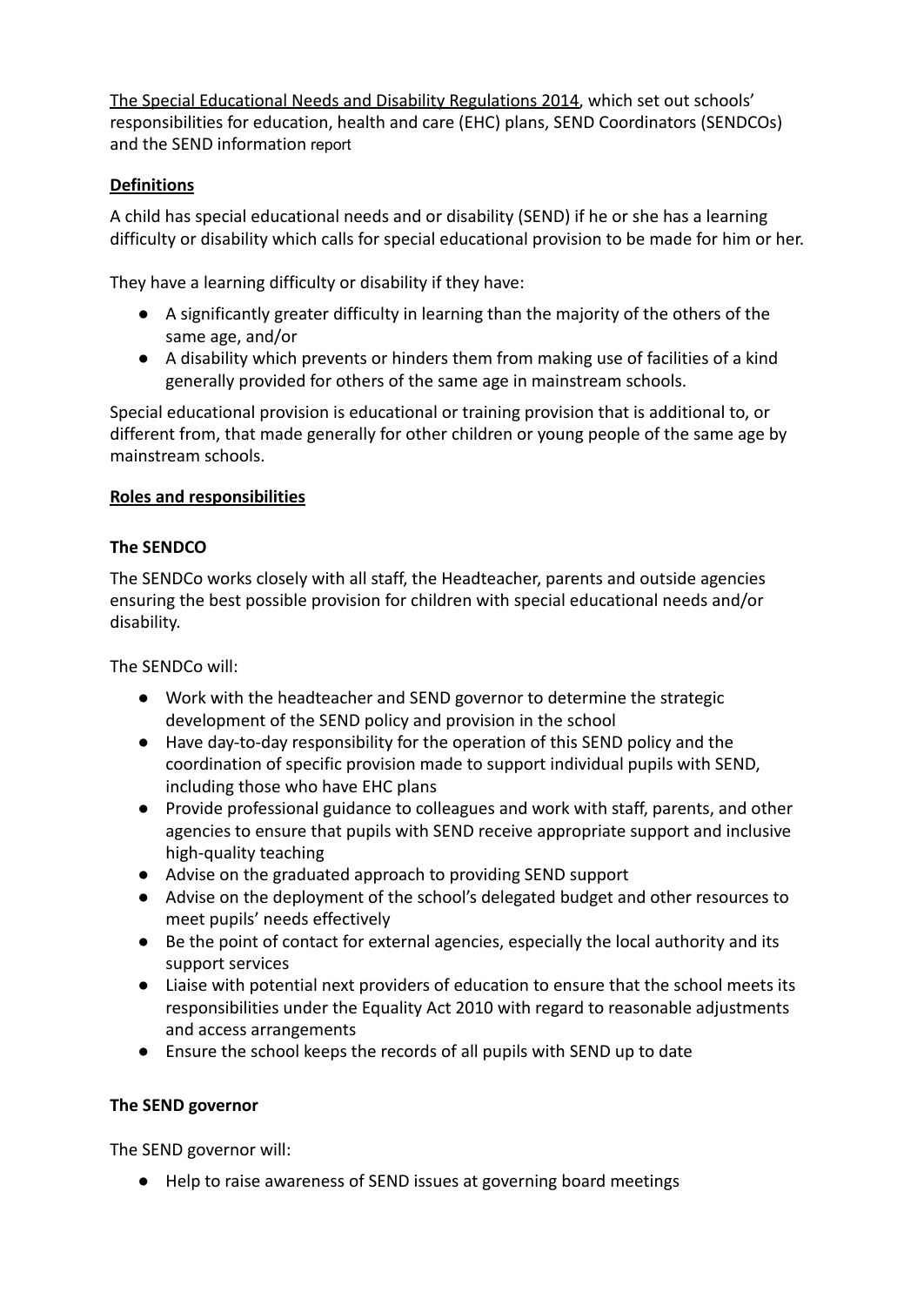The Special Educational Needs and Disability Regulations 2014, which set out schools' responsibilities for education, health and care (EHC) plans, SEND Coordinators (SENDCOs) and the SEND information report

**Definitions**

A child has special educational needs and or disability (SEND) if he or she has a learning difficulty or disability which calls for special educational provision to be made for him or her.

They have a learning difficulty or disability if they have:

- A significantly greater difficulty in learning than the majority of the others of the same age, and/or
- A disability which prevents or hinders them from making use of facilities of a kind generally provided for others of the same age in mainstream schools.

Special educational provision is educational or training provision that is additional to, or different from, that made generally for other children or young people of the same age by mainstream schools.

**Roles and responsibilities**

**The SENDCO**

The SENDCo works closely with all staff, the Headteacher, parents and outside agencies ensuring the best possible provision for children with special educational needs and/or disability.

The SENDCo will:

- Work with the headteacher and SEND governor to determine the strategic development of the SEND policy and provision in the school
- Have day-to-day responsibility for the operation of this SEND policy and the coordination of specific provision made to support individual pupils with SEND, including those who have EHC plans
- Provide professional guidance to colleagues and work with staff, parents, and other agencies to ensure that pupils with SEND receive appropriate support and inclusive high-quality teaching
- Advise on the graduated approach to providing SEND support
- Advise on the deployment of the school's delegated budget and other resources to meet pupils' needs effectively
- Be the point of contact for external agencies, especially the local authority and its support services
- Liaise with potential next providers of education to ensure that the school meets its responsibilities under the Equality Act 2010 with regard to reasonable adjustments and access arrangements
- Ensure the school keeps the records of all pupils with SEND up to date

**The SEND governor**

The SEND governor will:

- Help to raise awareness of SEND issues at governing board meetings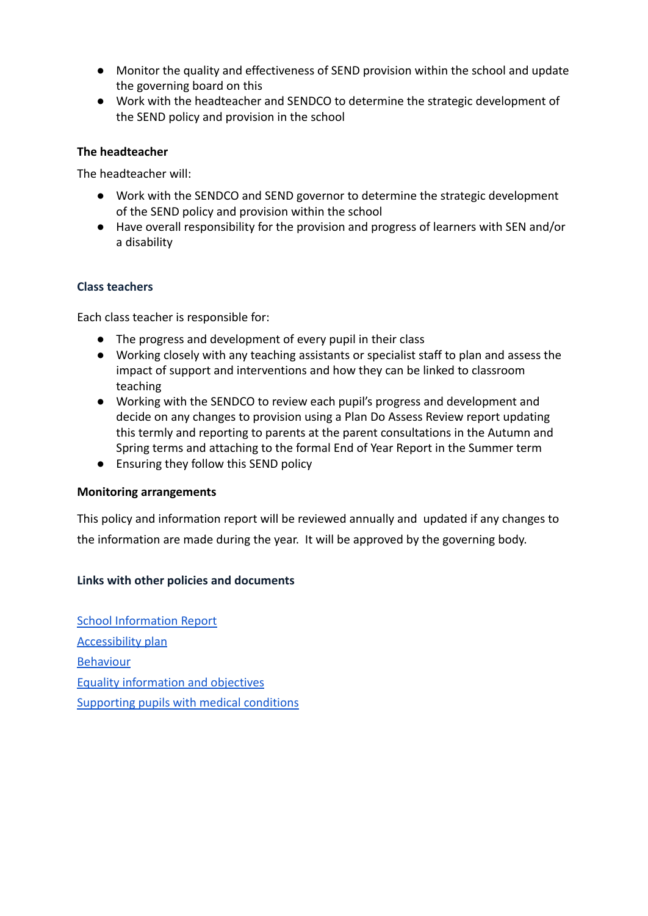- Monitor the quality and effectiveness of SEND provision within the school and update the governing board on this
- Work with the headteacher and SENDCO to determine the strategic development of the SEND policy and provision in the school

**The headteacher**

The headteacher will:

- Work with the SENDCO and SEND governor to determine the strategic development of the SEND policy and provision within the school
- Have overall responsibility for the provision and progress of learners with SEN and/or a disability

**Class teachers**

Each class teacher is responsible for:

- The progress and development of every pupil in their class
- Working closely with any teaching assistants or specialist staff to plan and assess the impact of support and interventions and how they can be linked to classroom teaching
- Working with the SENDCO to review each pupil's progress and development and decide on any changes to provision using a Plan Do Assess Review report updating this termly and reporting to parents at the parent consultations in the Autumn and Spring terms and attaching to the formal End of Year Report in the Summer term
- Ensuring they follow this SEND policy

**Monitoring arrangements**

This policy and information report will be reviewed annually and updated if any changes to the information are made during the year. It will be approved by the governing body.

**Links with other policies and documents**

School Information Report

Accessibility plan

Behaviour

Equality information and objectives

Supporting pupils with medical conditions